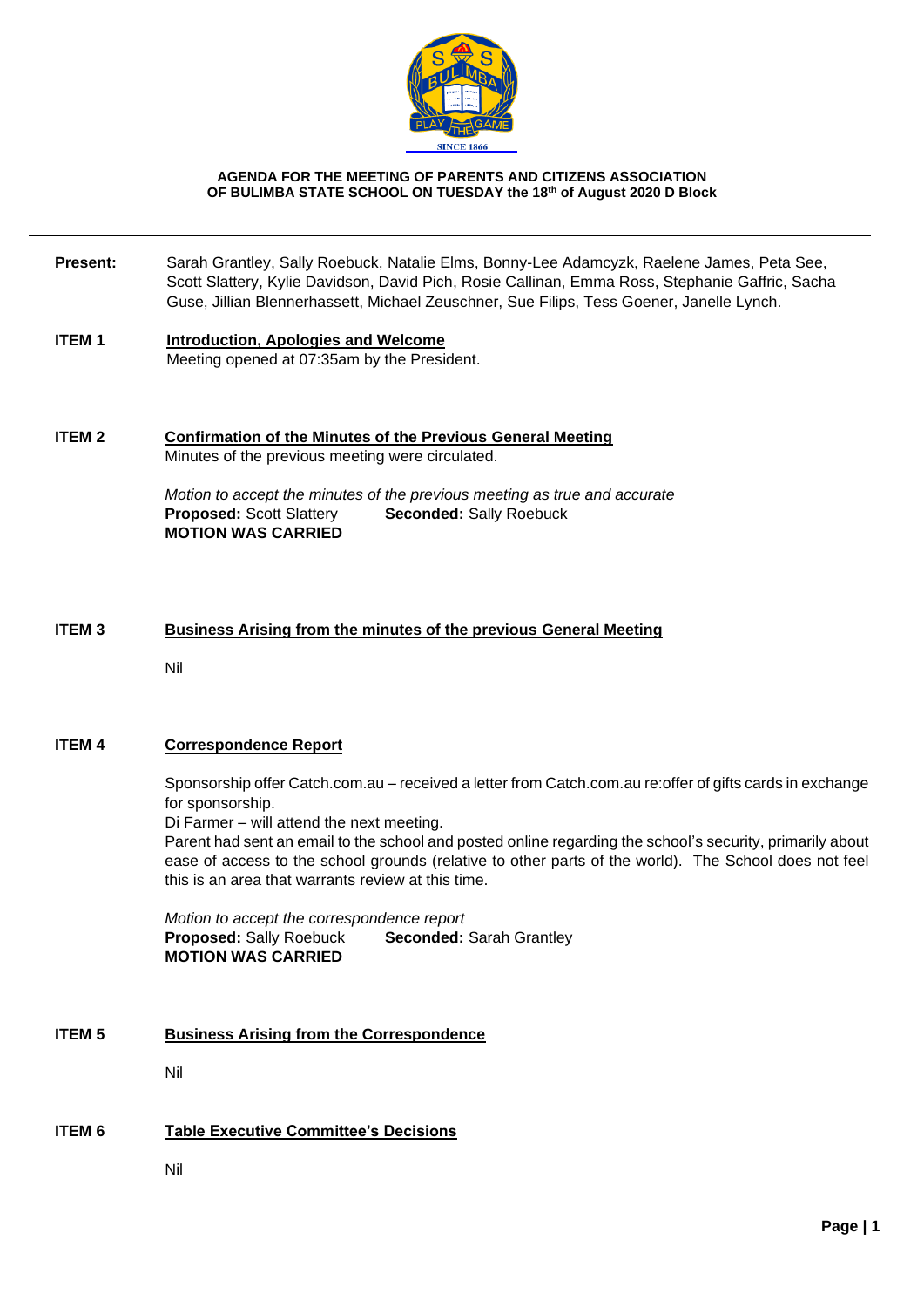**AGENDA FOR THE MEETING OF PARENTS AND CITIZENS ASSOCIATION OF BULIMBA STATE SCHOOL ON TUESDAY the 18th of August 2020 D Block**

---

**Present:** Sarah Grantley, Sally Roebuck, Natalie Elms, Bonny-Lee Adamcyzk, Raelene James, Peta See, Scott Slattery, Kylie Davidson, David Pich, Rosie Callinan, Emma Ross, Stephanie Gaffric, Sacha Guse, Jillian Blennerhassett, Michael Zeuschner, Sue Filips, Tess Goener, Janelle Lynch.

**ITEM 1** **Introduction, Apologies and Welcome**

Meeting opened at 07:35am by the President.

**ITEM 2** **Confirmation of the Minutes of the Previous General Meeting**

Minutes of the previous meeting were circulated.

*Motion to accept the minutes of the previous meeting as true and accurate*
**Proposed:** Scott Slattery **Seconded:** Sally Roebuck
**MOTION WAS CARRIED**

**ITEM 3** **Business Arising from the minutes of the previous General Meeting**

Nil

**ITEM 4** **Correspondence Report**

Sponsorship offer Catch.com.au – received a letter from Catch.com.au re:offer of gifts cards in exchange for sponsorship.
Di Farmer – will attend the next meeting.
Parent had sent an email to the school and posted online regarding the school's security, primarily about ease of access to the school grounds (relative to other parts of the world). The School does not feel this is an area that warrants review at this time.

*Motion to accept the correspondence report*
**Proposed:** Sally Roebuck **Seconded:** Sarah Grantley
**MOTION WAS CARRIED**

**ITEM 5** **Business Arising from the Correspondence**

Nil

**ITEM 6** **Table Executive Committee's Decisions**

Nil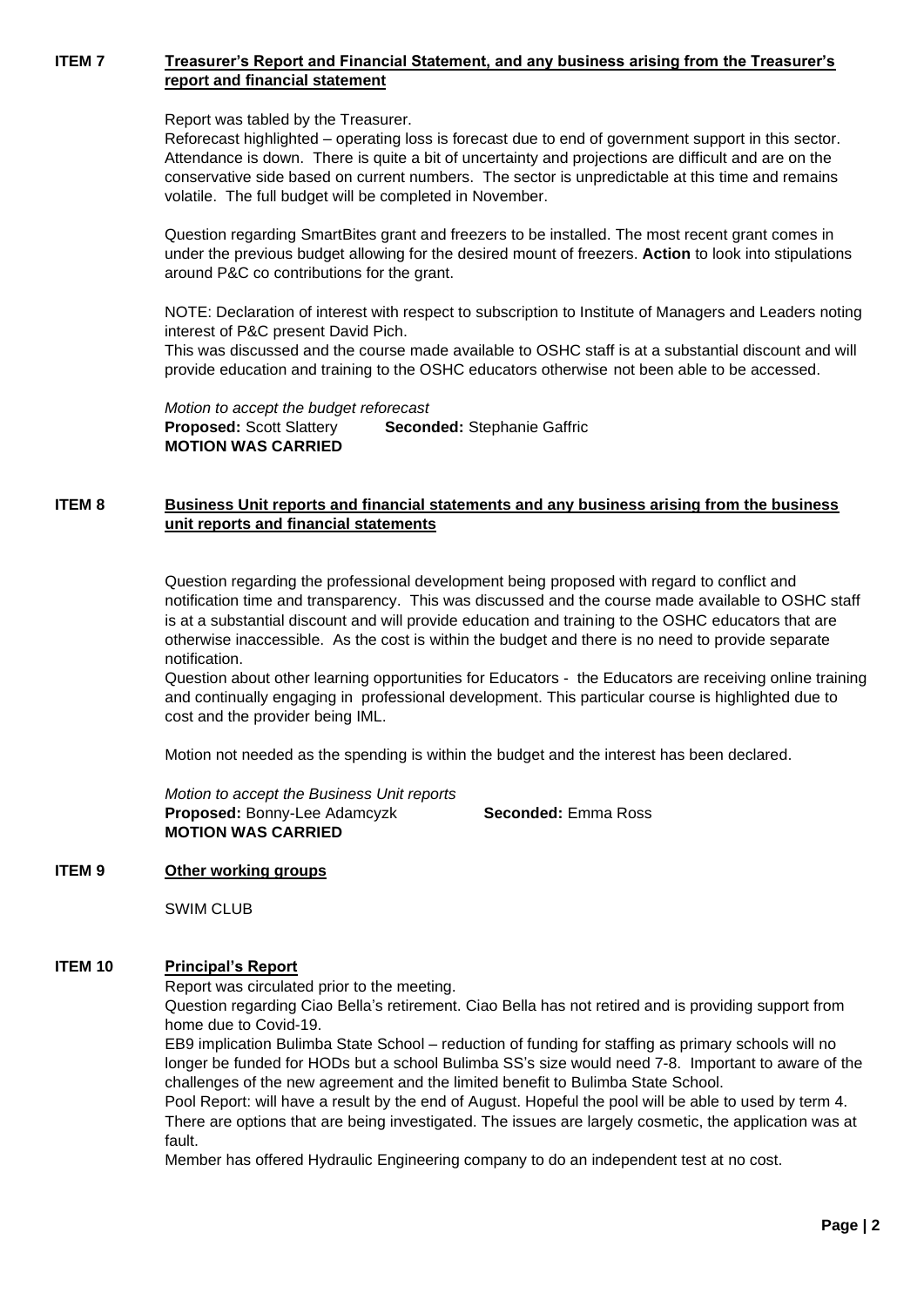**ITEM 7** **Treasurer's Report and Financial Statement, and any business arising from the Treasurer's report and financial statement**

Report was tabled by the Treasurer.
Reforecast highlighted – operating loss is forecast due to end of government support in this sector. Attendance is down. There is quite a bit of uncertainty and projections are difficult and are on the conservative side based on current numbers. The sector is unpredictable at this time and remains volatile. The full budget will be completed in November.

Question regarding SmartBites grant and freezers to be installed. The most recent grant comes in under the previous budget allowing for the desired mount of freezers. **Action** to look into stipulations around P&C co contributions for the grant.

NOTE: Declaration of interest with respect to subscription to Institute of Managers and Leaders noting interest of P&C present David Pich.
This was discussed and the course made available to OSHC staff is at a substantial discount and will provide education and training to the OSHC educators otherwise not been able to be accessed.

*Motion to accept the budget reforecast*
**Proposed:** Scott Slattery **Seconded:** Stephanie Gaffric
**MOTION WAS CARRIED**

**ITEM 8** **Business Unit reports and financial statements and any business arising from the business unit reports and financial statements**

Question regarding the professional development being proposed with regard to conflict and notification time and transparency. This was discussed and the course made available to OSHC staff is at a substantial discount and will provide education and training to the OSHC educators that are otherwise inaccessible. As the cost is within the budget and there is no need to provide separate notification.
Question about other learning opportunities for Educators - the Educators are receiving online training and continually engaging in professional development. This particular course is highlighted due to cost and the provider being IML.

Motion not needed as the spending is within the budget and the interest has been declared.

*Motion to accept the Business Unit reports*
**Proposed:** Bonny-Lee Adamcyzk **Seconded:** Emma Ross
**MOTION WAS CARRIED**

**ITEM 9** **Other working groups**

SWIM CLUB

**ITEM 10** **Principal's Report**

Report was circulated prior to the meeting.
Question regarding Ciao Bella's retirement. Ciao Bella has not retired and is providing support from home due to Covid-19.
EB9 implication Bulimba State School – reduction of funding for staffing as primary schools will no longer be funded for HODs but a school Bulimba SS's size would need 7-8. Important to aware of the challenges of the new agreement and the limited benefit to Bulimba State School.
Pool Report: will have a result by the end of August. Hopeful the pool will be able to used by term 4. There are options that are being investigated. The issues are largely cosmetic, the application was at fault.
Member has offered Hydraulic Engineering company to do an independent test at no cost.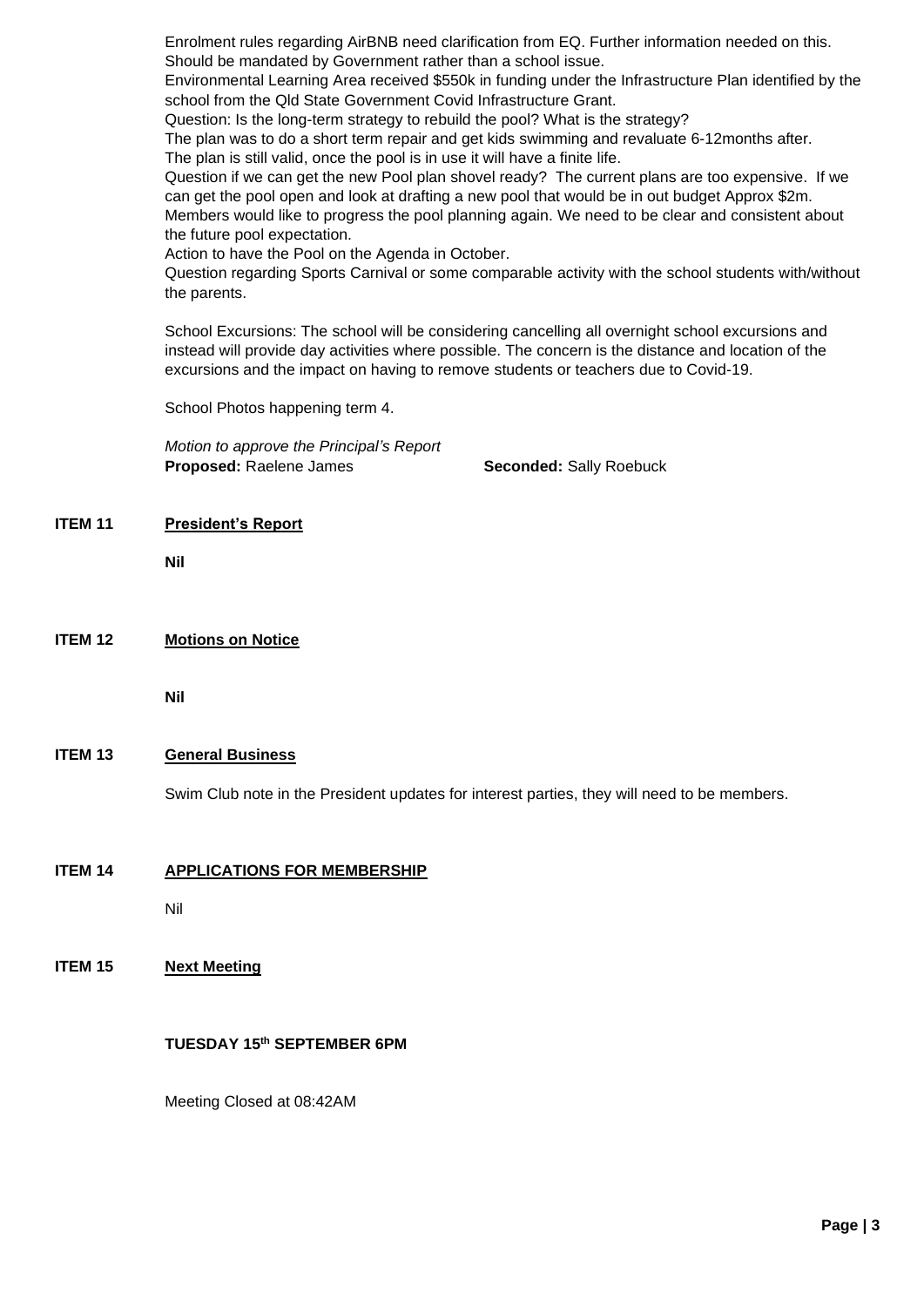Enrolment rules regarding AirBNB need clarification from EQ. Further information needed on this. Should be mandated by Government rather than a school issue.

Environmental Learning Area received $550k in funding under the Infrastructure Plan identified by the school from the Qld State Government Covid Infrastructure Grant.

Question: Is the long-term strategy to rebuild the pool? What is the strategy?

The plan was to do a short term repair and get kids swimming and revaluate 6-12months after.

The plan is still valid, once the pool is in use it will have a finite life.

Question if we can get the new Pool plan shovel ready? The current plans are too expensive. If we can get the pool open and look at drafting a new pool that would be in out budget Approx $2m.

Members would like to progress the pool planning again. We need to be clear and consistent about the future pool expectation.

Action to have the Pool on the Agenda in October.

Question regarding Sports Carnival or some comparable activity with the school students with/without the parents.

School Excursions: The school will be considering cancelling all overnight school excursions and instead will provide day activities where possible. The concern is the distance and location of the excursions and the impact on having to remove students or teachers due to Covid-19.

School Photos happening term 4.

*Motion to approve the Principal's Report*
**Proposed:** Raelene James **Seconded:** Sally Roebuck

**ITEM 11 President's Report**

**Nil**

**ITEM 12 Motions on Notice**

**Nil**

**ITEM 13 General Business**

Swim Club note in the President updates for interest parties, they will need to be members.

**ITEM 14 APPLICATIONS FOR MEMBERSHIP**

Nil

**ITEM 15 Next Meeting**

**TUESDAY 15th SEPTEMBER 6PM**

Meeting Closed at 08:42AM